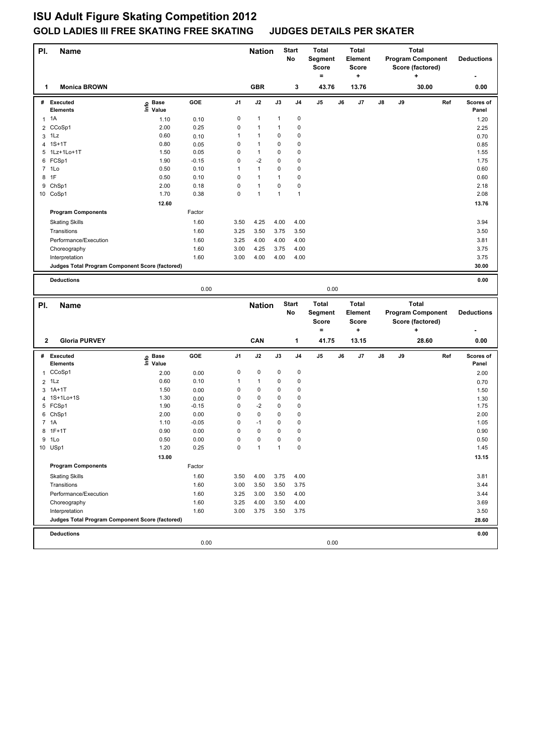# ISU Adult Figure Skating Competition 2012

## GOLD LADIES III FREE SKATING FREE SKATING JUDGES DETAILS PER SKATER

| Pl. | Name | Nation | Start No | Total Segment Score = | Total Element Score + | Total Program Component Score (factored) + | Deductions - |
|---|---|---|---|---|---|---|---|
| 1 | Monica BROWN | GBR | 3 | 43.76 | 13.76 | 30.00 | 0.00 |

| # | Executed Elements | Info | Base Value | GOE | J1 | J2 | J3 | J4 | J5 | J6 | J7 | J8 | J9 | Ref | Scores of Panel |
|---|---|---|---|---|---|---|---|---|---|---|---|---|---|---|---|
| 1 | 1A | | 1.10 | 0.10 | 0 | 1 | 1 | 0 | | | | | | | 1.20 |
| 2 | CCoSp1 | | 2.00 | 0.25 | 0 | 1 | 1 | 0 | | | | | | | 2.25 |
| 3 | 1Lz | | 0.60 | 0.10 | 1 | 1 | 0 | 0 | | | | | | | 0.70 |
| 4 | 1S+1T | | 0.80 | 0.05 | 0 | 1 | 0 | 0 | | | | | | | 0.85 |
| 5 | 1Lz+1Lo+1T | | 1.50 | 0.05 | 0 | 1 | 0 | 0 | | | | | | | 1.55 |
| 6 | FCSp1 | | 1.90 | -0.15 | 0 | -2 | 0 | 0 | | | | | | | 1.75 |
| 7 | 1Lo | | 0.50 | 0.10 | 1 | 1 | 0 | 0 | | | | | | | 0.60 |
| 8 | 1F | | 0.50 | 0.10 | 0 | 1 | 1 | 0 | | | | | | | 0.60 |
| 9 | ChSp1 | | 2.00 | 0.18 | 0 | 1 | 0 | 0 | | | | | | | 2.18 |
| 10 | CoSp1 | | 1.70 | 0.38 | 0 | 1 | 1 | 1 | | | | | | | 2.08 |
| | | | 12.60 | | | | | | | | | | | | 13.76 |

| Program Components | Factor | J1 | J2 | J3 | J4 | J5 | J6 | J7 | J8 | J9 | Scores of Panel |
|---|---|---|---|---|---|---|---|---|---|---|---|
| Skating Skills | 1.60 | 3.50 | 4.25 | 4.00 | 4.00 | | | | | | 3.94 |
| Transitions | 1.60 | 3.25 | 3.50 | 3.75 | 3.50 | | | | | | 3.50 |
| Performance/Execution | 1.60 | 3.25 | 4.00 | 4.00 | 4.00 | | | | | | 3.81 |
| Choreography | 1.60 | 3.00 | 4.25 | 3.75 | 4.00 | | | | | | 3.75 |
| Interpretation | 1.60 | 3.00 | 4.00 | 4.00 | 4.00 | | | | | | 3.75 |
| Judges Total Program Component Score (factored) | | | | | | | | | | | 30.00 |

| Deductions | | | 0.00 |
|---|---|---|---|
| | 0.00 | 0.00 | |

| Pl. | Name | Nation | Start No | Total Segment Score = | Total Element Score + | Total Program Component Score (factored) + | Deductions - |
|---|---|---|---|---|---|---|---|
| 2 | Gloria PURVEY | CAN | 1 | 41.75 | 13.15 | 28.60 | 0.00 |

| # | Executed Elements | Info | Base Value | GOE | J1 | J2 | J3 | J4 | J5 | J6 | J7 | J8 | J9 | Ref | Scores of Panel |
|---|---|---|---|---|---|---|---|---|---|---|---|---|---|---|---|
| 1 | CCoSp1 | | 2.00 | 0.00 | 0 | 0 | 0 | 0 | | | | | | | 2.00 |
| 2 | 1Lz | | 0.60 | 0.10 | 1 | 1 | 0 | 0 | | | | | | | 0.70 |
| 3 | 1A+1T | | 1.50 | 0.00 | 0 | 0 | 0 | 0 | | | | | | | 1.50 |
| 4 | 1S+1Lo+1S | | 1.30 | 0.00 | 0 | 0 | 0 | 0 | | | | | | | 1.30 |
| 5 | FCSp1 | | 1.90 | -0.15 | 0 | -2 | 0 | 0 | | | | | | | 1.75 |
| 6 | ChSp1 | | 2.00 | 0.00 | 0 | 0 | 0 | 0 | | | | | | | 2.00 |
| 7 | 1A | | 1.10 | -0.05 | 0 | -1 | 0 | 0 | | | | | | | 1.05 |
| 8 | 1F+1T | | 0.90 | 0.00 | 0 | 0 | 0 | 0 | | | | | | | 0.90 |
| 9 | 1Lo | | 0.50 | 0.00 | 0 | 0 | 0 | 0 | | | | | | | 0.50 |
| 10 | USp1 | | 1.20 | 0.25 | 0 | 1 | 1 | 0 | | | | | | | 1.45 |
| | | | 13.00 | | | | | | | | | | | | 13.15 |

| Program Components | Factor | J1 | J2 | J3 | J4 | J5 | J6 | J7 | J8 | J9 | Scores of Panel |
|---|---|---|---|---|---|---|---|---|---|---|---|
| Skating Skills | 1.60 | 3.50 | 4.00 | 3.75 | 4.00 | | | | | | 3.81 |
| Transitions | 1.60 | 3.00 | 3.50 | 3.50 | 3.75 | | | | | | 3.44 |
| Performance/Execution | 1.60 | 3.25 | 3.00 | 3.50 | 4.00 | | | | | | 3.44 |
| Choreography | 1.60 | 3.25 | 4.00 | 3.50 | 4.00 | | | | | | 3.69 |
| Interpretation | 1.60 | 3.00 | 3.75 | 3.50 | 3.75 | | | | | | 3.50 |
| Judges Total Program Component Score (factored) | | | | | | | | | | | 28.60 |

| Deductions | | | 0.00 |
|---|---|---|---|
| | 0.00 | 0.00 | |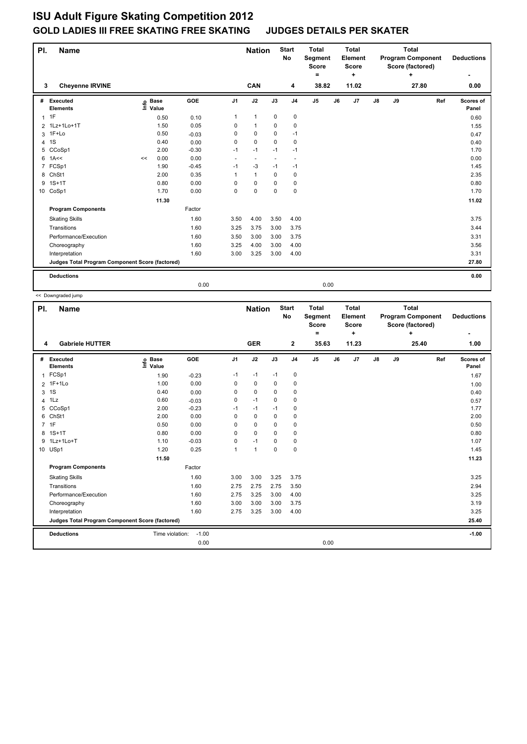# ISU Adult Figure Skating Competition 2012

## GOLD LADIES III FREE SKATING FREE SKATING JUDGES DETAILS PER SKATER

| Pl. | Name | Nation | Start No | Total Segment Score = | Total Element Score + | Total Program Component Score (factored) + | Deductions - |
|---|---|---|---|---|---|---|---|
| 3 | Cheyenne IRVINE | CAN | 4 | 38.82 | 11.02 | 27.80 | 0.00 |

| # | Executed Elements | Info | Base Value | GOE | J1 | J2 | J3 | J4 | J5 | J6 | J7 | J8 | J9 | Ref | Scores of Panel |
|---|---|---|---|---|---|---|---|---|---|---|---|---|---|---|---|
| 1 | 1F | | 0.50 | 0.10 | 1 | 1 | 0 | 0 | | | | | | | 0.60 |
| 2 | 1Lz+1Lo+1T | | 1.50 | 0.05 | 0 | 1 | 0 | 0 | | | | | | | 1.55 |
| 3 | 1F+Lo | | 0.50 | -0.03 | 0 | 0 | 0 | -1 | | | | | | | 0.47 |
| 4 | 1S | | 0.40 | 0.00 | 0 | 0 | 0 | 0 | | | | | | | 0.40 |
| 5 | CCoSp1 | | 2.00 | -0.30 | -1 | -1 | -1 | -1 | | | | | | | 1.70 |
| 6 | 1A<< | << | 0.00 | 0.00 | - | - | - | - | | | | | | | 0.00 |
| 7 | FCSp1 | | 1.90 | -0.45 | -1 | -3 | -1 | -1 | | | | | | | 1.45 |
| 8 | ChSt1 | | 2.00 | 0.35 | 1 | 1 | 0 | 0 | | | | | | | 2.35 |
| 9 | 1S+1T | | 0.80 | 0.00 | 0 | 0 | 0 | 0 | | | | | | | 0.80 |
| 10 | CoSp1 | | 1.70 | 0.00 | 0 | 0 | 0 | 0 | | | | | | | 1.70 |
| | | | 11.30 | | | | | | | | | | | | 11.02 |
| | **Program Components** | | | Factor | | | | | | | | | | | |
| | Skating Skills | | | 1.60 | 3.50 | 4.00 | 3.50 | 4.00 | | | | | | | 3.75 |
| | Transitions | | | 1.60 | 3.25 | 3.75 | 3.00 | 3.75 | | | | | | | 3.44 |
| | Performance/Execution | | | 1.60 | 3.50 | 3.00 | 3.00 | 3.75 | | | | | | | 3.31 |
| | Choreography | | | 1.60 | 3.25 | 4.00 | 3.00 | 4.00 | | | | | | | 3.56 |
| | Interpretation | | | 1.60 | 3.00 | 3.25 | 3.00 | 4.00 | | | | | | | 3.31 |
| | **Judges Total Program Component Score (factored)** | | | | | | | | | | | | | | 27.80 |
| | **Deductions** | | | | | | | | | | | | | | 0.00 |
| | | | | 0.00 | | | | | 0.00 | | | | | | |

<< Downgraded jump

| Pl. | Name | Nation | Start No | Total Segment Score = | Total Element Score + | Total Program Component Score (factored) + | Deductions - |
|---|---|---|---|---|---|---|---|
| 4 | Gabriele HUTTER | GER | 2 | 35.63 | 11.23 | 25.40 | 1.00 |

| # | Executed Elements | Info | Base Value | GOE | J1 | J2 | J3 | J4 | J5 | J6 | J7 | J8 | J9 | Ref | Scores of Panel |
|---|---|---|---|---|---|---|---|---|---|---|---|---|---|---|---|
| 1 | FCSp1 | | 1.90 | -0.23 | -1 | -1 | -1 | 0 | | | | | | | 1.67 |
| 2 | 1F+1Lo | | 1.00 | 0.00 | 0 | 0 | 0 | 0 | | | | | | | 1.00 |
| 3 | 1S | | 0.40 | 0.00 | 0 | 0 | 0 | 0 | | | | | | | 0.40 |
| 4 | 1Lz | | 0.60 | -0.03 | 0 | -1 | 0 | 0 | | | | | | | 0.57 |
| 5 | CCoSp1 | | 2.00 | -0.23 | -1 | -1 | -1 | 0 | | | | | | | 1.77 |
| 6 | ChSt1 | | 2.00 | 0.00 | 0 | 0 | 0 | 0 | | | | | | | 2.00 |
| 7 | 1F | | 0.50 | 0.00 | 0 | 0 | 0 | 0 | | | | | | | 0.50 |
| 8 | 1S+1T | | 0.80 | 0.00 | 0 | 0 | 0 | 0 | | | | | | | 0.80 |
| 9 | 1Lz+1Lo+T | | 1.10 | -0.03 | 0 | -1 | 0 | 0 | | | | | | | 1.07 |
| 10 | USp1 | | 1.20 | 0.25 | 1 | 1 | 0 | 0 | | | | | | | 1.45 |
| | | | 11.50 | | | | | | | | | | | | 11.23 |
| | **Program Components** | | | Factor | | | | | | | | | | | |
| | Skating Skills | | | 1.60 | 3.00 | 3.00 | 3.25 | 3.75 | | | | | | | 3.25 |
| | Transitions | | | 1.60 | 2.75 | 2.75 | 2.75 | 3.50 | | | | | | | 2.94 |
| | Performance/Execution | | | 1.60 | 2.75 | 3.25 | 3.00 | 4.00 | | | | | | | 3.25 |
| | Choreography | | | 1.60 | 3.00 | 3.00 | 3.00 | 3.75 | | | | | | | 3.19 |
| | Interpretation | | | 1.60 | 2.75 | 3.25 | 3.00 | 4.00 | | | | | | | 3.25 |
| | **Judges Total Program Component Score (factored)** | | | | | | | | | | | | | | 25.40 |
| | **Deductions** | | Time violation: | -1.00 | | | | | | | | | | | -1.00 |
| | | | | 0.00 | | | | | 0.00 | | | | | | |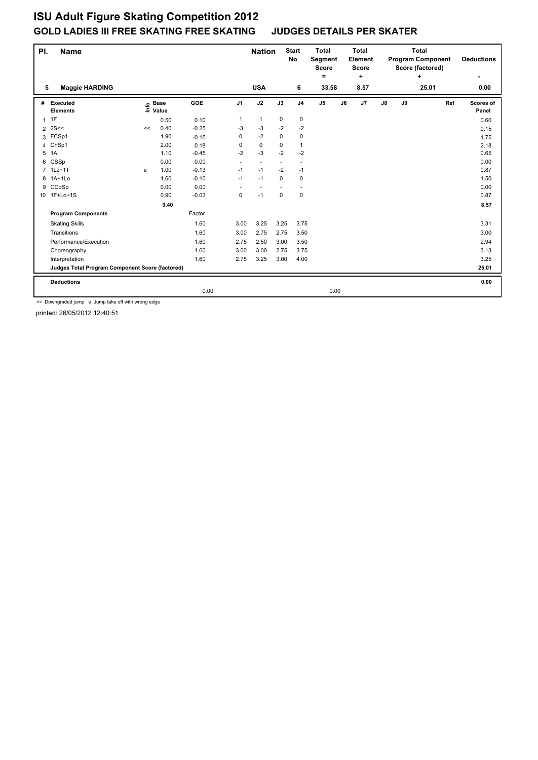# ISU Adult Figure Skating Competition 2012

## GOLD LADIES III FREE SKATING FREE SKATING JUDGES DETAILS PER SKATER

| Pl. | Name | Nation | Start No | Total Segment Score = | Total Element Score + | Total Program Component Score (factored) + | Deductions - |
|---|---|---|---|---|---|---|---|
| 5 | Maggie HARDING | USA | 6 | 33.58 | 8.57 | 25.01 | 0.00 |

| # | Executed Elements | Info | Base Value | GOE | J1 | J2 | J3 | J4 | J5 | J6 | J7 | J8 | J9 | Ref | Scores of Panel |
|---|---|---|---|---|---|---|---|---|---|---|---|---|---|---|---|
| 1 | 1F | | 0.50 | 0.10 | 1 | 1 | 0 | 0 | | | | | | | 0.60 |
| 2 | 2S<< | << | 0.40 | -0.25 | -3 | -3 | -2 | -2 | | | | | | | 0.15 |
| 3 | FCSp1 | | 1.90 | -0.15 | 0 | -2 | 0 | 0 | | | | | | | 1.75 |
| 4 | ChSp1 | | 2.00 | 0.18 | 0 | 0 | 0 | 1 | | | | | | | 2.18 |
| 5 | 1A | | 1.10 | -0.45 | -2 | -3 | -2 | -2 | | | | | | | 0.65 |
| 6 | CSSp | | 0.00 | 0.00 | - | - | - | - | | | | | | | 0.00 |
| 7 | 1Lz+1T | e | 1.00 | -0.13 | -1 | -1 | -2 | -1 | | | | | | | 0.87 |
| 8 | 1A+1Lo | | 1.60 | -0.10 | -1 | -1 | 0 | 0 | | | | | | | 1.50 |
| 9 | CCoSp | | 0.00 | 0.00 | - | - | - | - | | | | | | | 0.00 |
| 10 | 1F+Lo+1S | | 0.90 | -0.03 | 0 | -1 | 0 | 0 | | | | | | | 0.87 |
| | | | 9.40 | | | | | | | | | | | | 8.57 |
| | **Program Components** | | | Factor | | | | | | | | | | | |
| | Skating Skills | | | 1.60 | 3.00 | 3.25 | 3.25 | 3.75 | | | | | | | 3.31 |
| | Transitions | | | 1.60 | 3.00 | 2.75 | 2.75 | 3.50 | | | | | | | 3.00 |
| | Performance/Execution | | | 1.60 | 2.75 | 2.50 | 3.00 | 3.50 | | | | | | | 2.94 |
| | Choreography | | | 1.60 | 3.00 | 3.00 | 2.75 | 3.75 | | | | | | | 3.13 |
| | Interpretation | | | 1.60 | 2.75 | 3.25 | 3.00 | 4.00 | | | | | | | 3.25 |
| | **Judges Total Program Component Score (factored)** | | | | | | | | | | | | | | 25.01 |
| | **Deductions** | | | | | | | | | | | | | | 0.00 |
| | | | | 0.00 | | | | | 0.00 | | | | | | |

<< Downgraded jump e Jump take off with wrong edge

printed: 26/05/2012 12:40:51